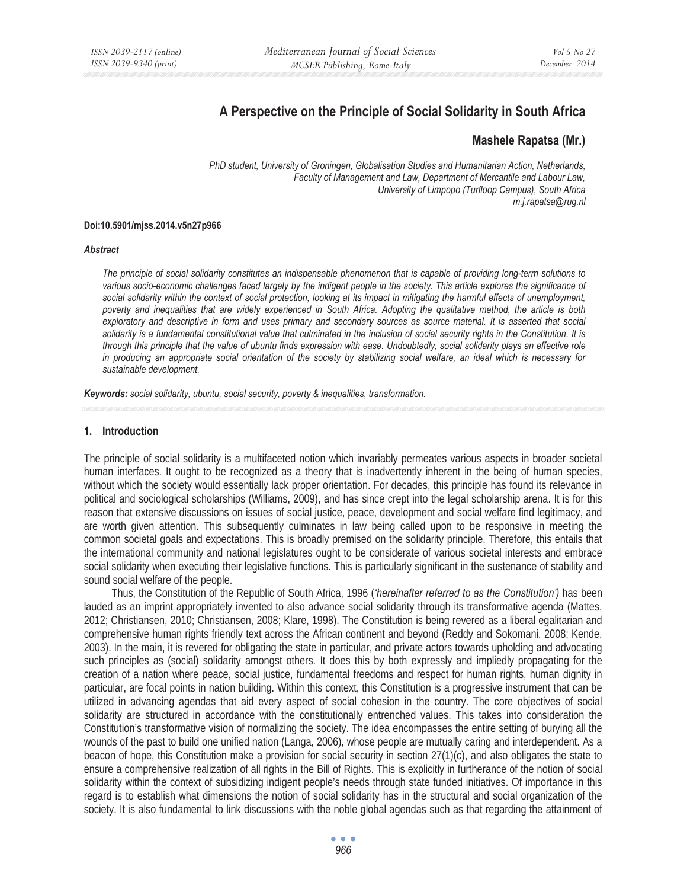# A Perspective on the Principle of Social Solidarity in South Africa

**Mashele Rapatsa (Mr.)**

*PhD student, University of Groningen, Globalisation Studies and Humanitarian Action, Netherlands,*
*Faculty of Management and Law, Department of Mercantile and Labour Law,*
*University of Limpopo (Turfloop Campus), South Africa*
*m.j.rapatsa@rug.nl*

**Doi:10.5901/mjss.2014.v5n27p966**

***Abstract***

*The principle of social solidarity constitutes an indispensable phenomenon that is capable of providing long-term solutions to various socio-economic challenges faced largely by the indigent people in the society. This article explores the significance of social solidarity within the context of social protection, looking at its impact in mitigating the harmful effects of unemployment, poverty and inequalities that are widely experienced in South Africa. Adopting the qualitative method, the article is both exploratory and descriptive in form and uses primary and secondary sources as source material. It is asserted that social solidarity is a fundamental constitutional value that culminated in the inclusion of social security rights in the Constitution. It is through this principle that the value of ubuntu finds expression with ease. Undoubtedly, social solidarity plays an effective role in producing an appropriate social orientation of the society by stabilizing social welfare, an ideal which is necessary for sustainable development.*

***Keywords:*** *social solidarity, ubuntu, social security, poverty & inequalities, transformation.*

## 1. Introduction

The principle of social solidarity is a multifaceted notion which invariably permeates various aspects in broader societal human interfaces. It ought to be recognized as a theory that is inadvertently inherent in the being of human species, without which the society would essentially lack proper orientation. For decades, this principle has found its relevance in political and sociological scholarships (Williams, 2009), and has since crept into the legal scholarship arena. It is for this reason that extensive discussions on issues of social justice, peace, development and social welfare find legitimacy, and are worth given attention. This subsequently culminates in law being called upon to be responsive in meeting the common societal goals and expectations. This is broadly premised on the solidarity principle. Therefore, this entails that the international community and national legislatures ought to be considerate of various societal interests and embrace social solidarity when executing their legislative functions. This is particularly significant in the sustenance of stability and sound social welfare of the people.

Thus, the Constitution of the Republic of South Africa, 1996 (*'hereinafter referred to as the Constitution')* has been lauded as an imprint appropriately invented to also advance social solidarity through its transformative agenda (Mattes, 2012; Christiansen, 2010; Christiansen, 2008; Klare, 1998). The Constitution is being revered as a liberal egalitarian and comprehensive human rights friendly text across the African continent and beyond (Reddy and Sokomani, 2008; Kende, 2003). In the main, it is revered for obligating the state in particular, and private actors towards upholding and advocating such principles as (social) solidarity amongst others. It does this by both expressly and impliedly propagating for the creation of a nation where peace, social justice, fundamental freedoms and respect for human rights, human dignity in particular, are focal points in nation building. Within this context, this Constitution is a progressive instrument that can be utilized in advancing agendas that aid every aspect of social cohesion in the country. The core objectives of social solidarity are structured in accordance with the constitutionally entrenched values. This takes into consideration the Constitution's transformative vision of normalizing the society. The idea encompasses the entire setting of burying all the wounds of the past to build one unified nation (Langa, 2006), whose people are mutually caring and interdependent. As a beacon of hope, this Constitution make a provision for social security in section 27(1)(c), and also obligates the state to ensure a comprehensive realization of all rights in the Bill of Rights. This is explicitly in furtherance of the notion of social solidarity within the context of subsidizing indigent people's needs through state funded initiatives. Of importance in this regard is to establish what dimensions the notion of social solidarity has in the structural and social organization of the society. It is also fundamental to link discussions with the noble global agendas such as that regarding the attainment of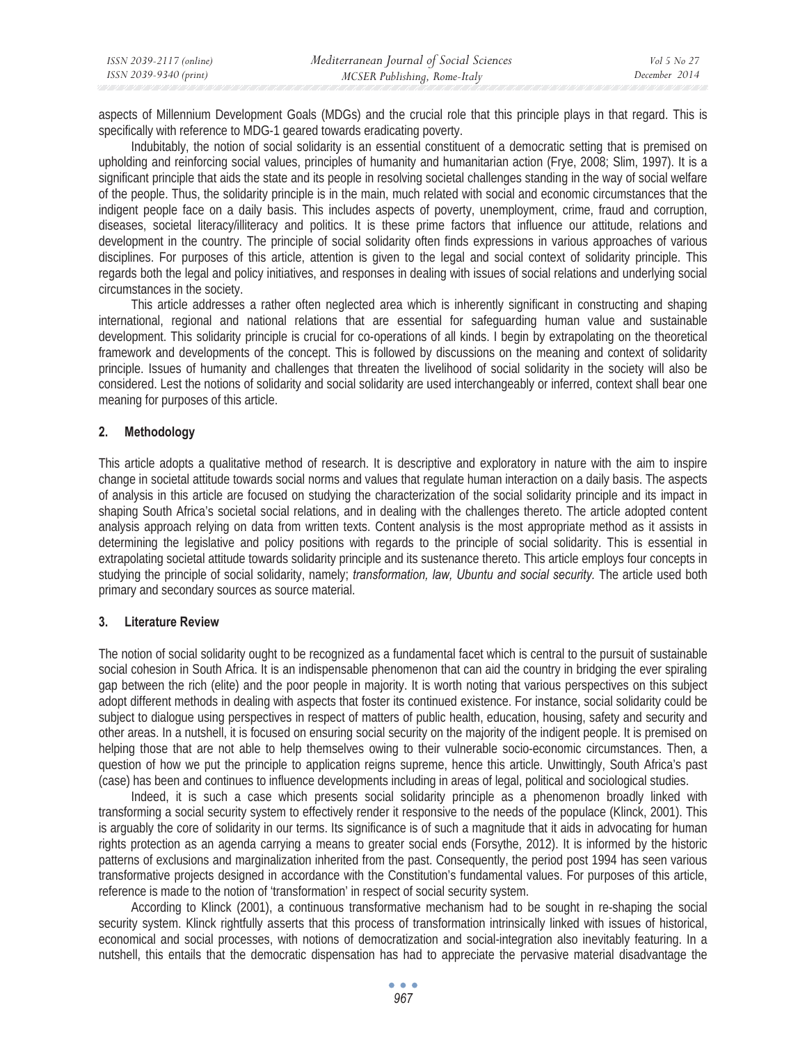aspects of Millennium Development Goals (MDGs) and the crucial role that this principle plays in that regard. This is specifically with reference to MDG-1 geared towards eradicating poverty.

Indubitably, the notion of social solidarity is an essential constituent of a democratic setting that is premised on upholding and reinforcing social values, principles of humanity and humanitarian action (Frye, 2008; Slim, 1997). It is a significant principle that aids the state and its people in resolving societal challenges standing in the way of social welfare of the people. Thus, the solidarity principle is in the main, much related with social and economic circumstances that the indigent people face on a daily basis. This includes aspects of poverty, unemployment, crime, fraud and corruption, diseases, societal literacy/illiteracy and politics. It is these prime factors that influence our attitude, relations and development in the country. The principle of social solidarity often finds expressions in various approaches of various disciplines. For purposes of this article, attention is given to the legal and social context of solidarity principle. This regards both the legal and policy initiatives, and responses in dealing with issues of social relations and underlying social circumstances in the society.

This article addresses a rather often neglected area which is inherently significant in constructing and shaping international, regional and national relations that are essential for safeguarding human value and sustainable development. This solidarity principle is crucial for co-operations of all kinds. I begin by extrapolating on the theoretical framework and developments of the concept. This is followed by discussions on the meaning and context of solidarity principle. Issues of humanity and challenges that threaten the livelihood of social solidarity in the society will also be considered. Lest the notions of solidarity and social solidarity are used interchangeably or inferred, context shall bear one meaning for purposes of this article.

## 2. Methodology

This article adopts a qualitative method of research. It is descriptive and exploratory in nature with the aim to inspire change in societal attitude towards social norms and values that regulate human interaction on a daily basis. The aspects of analysis in this article are focused on studying the characterization of the social solidarity principle and its impact in shaping South Africa's societal social relations, and in dealing with the challenges thereto. The article adopted content analysis approach relying on data from written texts. Content analysis is the most appropriate method as it assists in determining the legislative and policy positions with regards to the principle of social solidarity. This is essential in extrapolating societal attitude towards solidarity principle and its sustenance thereto. This article employs four concepts in studying the principle of social solidarity, namely; *transformation, law, Ubuntu and social security.* The article used both primary and secondary sources as source material.

## 3. Literature Review

The notion of social solidarity ought to be recognized as a fundamental facet which is central to the pursuit of sustainable social cohesion in South Africa. It is an indispensable phenomenon that can aid the country in bridging the ever spiraling gap between the rich (elite) and the poor people in majority. It is worth noting that various perspectives on this subject adopt different methods in dealing with aspects that foster its continued existence. For instance, social solidarity could be subject to dialogue using perspectives in respect of matters of public health, education, housing, safety and security and other areas. In a nutshell, it is focused on ensuring social security on the majority of the indigent people. It is premised on helping those that are not able to help themselves owing to their vulnerable socio-economic circumstances. Then, a question of how we put the principle to application reigns supreme, hence this article. Unwittingly, South Africa's past (case) has been and continues to influence developments including in areas of legal, political and sociological studies.

Indeed, it is such a case which presents social solidarity principle as a phenomenon broadly linked with transforming a social security system to effectively render it responsive to the needs of the populace (Klinck, 2001). This is arguably the core of solidarity in our terms. Its significance is of such a magnitude that it aids in advocating for human rights protection as an agenda carrying a means to greater social ends (Forsythe, 2012). It is informed by the historic patterns of exclusions and marginalization inherited from the past. Consequently, the period post 1994 has seen various transformative projects designed in accordance with the Constitution's fundamental values. For purposes of this article, reference is made to the notion of 'transformation' in respect of social security system.

According to Klinck (2001), a continuous transformative mechanism had to be sought in re-shaping the social security system. Klinck rightfully asserts that this process of transformation intrinsically linked with issues of historical, economical and social processes, with notions of democratization and social-integration also inevitably featuring. In a nutshell, this entails that the democratic dispensation has had to appreciate the pervasive material disadvantage the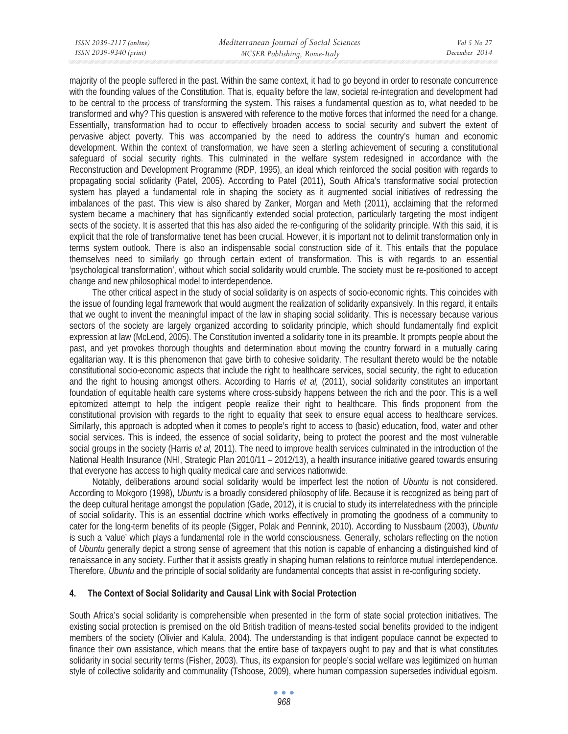majority of the people suffered in the past. Within the same context, it had to go beyond in order to resonate concurrence with the founding values of the Constitution. That is, equality before the law, societal re-integration and development had to be central to the process of transforming the system. This raises a fundamental question as to, what needed to be transformed and why? This question is answered with reference to the motive forces that informed the need for a change. Essentially, transformation had to occur to effectively broaden access to social security and subvert the extent of pervasive abject poverty. This was accompanied by the need to address the country's human and economic development. Within the context of transformation, we have seen a sterling achievement of securing a constitutional safeguard of social security rights. This culminated in the welfare system redesigned in accordance with the Reconstruction and Development Programme (RDP, 1995), an ideal which reinforced the social position with regards to propagating social solidarity (Patel, 2005). According to Patel (2011), South Africa's transformative social protection system has played a fundamental role in shaping the society as it augmented social initiatives of redressing the imbalances of the past. This view is also shared by Zanker, Morgan and Meth (2011), acclaiming that the reformed system became a machinery that has significantly extended social protection, particularly targeting the most indigent sects of the society. It is asserted that this has also aided the re-configuring of the solidarity principle. With this said, it is explicit that the role of transformative tenet has been crucial. However, it is important not to delimit transformation only in terms system outlook. There is also an indispensable social construction side of it. This entails that the populace themselves need to similarly go through certain extent of transformation. This is with regards to an essential 'psychological transformation', without which social solidarity would crumble. The society must be re-positioned to accept change and new philosophical model to interdependence.

The other critical aspect in the study of social solidarity is on aspects of socio-economic rights. This coincides with the issue of founding legal framework that would augment the realization of solidarity expansively. In this regard, it entails that we ought to invent the meaningful impact of the law in shaping social solidarity. This is necessary because various sectors of the society are largely organized according to solidarity principle, which should fundamentally find explicit expression at law (McLeod, 2005). The Constitution invented a solidarity tone in its preamble. It prompts people about the past, and yet provokes thorough thoughts and determination about moving the country forward in a mutually caring egalitarian way. It is this phenomenon that gave birth to cohesive solidarity. The resultant thereto would be the notable constitutional socio-economic aspects that include the right to healthcare services, social security, the right to education and the right to housing amongst others. According to Harris *et al,* (2011), social solidarity constitutes an important foundation of equitable health care systems where cross-subsidy happens between the rich and the poor. This is a well epitomized attempt to help the indigent people realize their right to healthcare. This finds proponent from the constitutional provision with regards to the right to equality that seek to ensure equal access to healthcare services. Similarly, this approach is adopted when it comes to people's right to access to (basic) education, food, water and other social services. This is indeed, the essence of social solidarity, being to protect the poorest and the most vulnerable social groups in the society (Harris *et al,* 2011). The need to improve health services culminated in the introduction of the National Health Insurance (NHI, Strategic Plan 2010/11 – 2012/13), a health insurance initiative geared towards ensuring that everyone has access to high quality medical care and services nationwide.

Notably, deliberations around social solidarity would be imperfect lest the notion of *Ubuntu* is not considered. According to Mokgoro (1998), *Ubuntu* is a broadly considered philosophy of life. Because it is recognized as being part of the deep cultural heritage amongst the population (Gade, 2012), it is crucial to study its interrelatedness with the principle of social solidarity. This is an essential doctrine which works effectively in promoting the goodness of a community to cater for the long-term benefits of its people (Sigger, Polak and Pennink, 2010). According to Nussbaum (2003), *Ubuntu* is such a 'value' which plays a fundamental role in the world consciousness. Generally, scholars reflecting on the notion of *Ubuntu* generally depict a strong sense of agreement that this notion is capable of enhancing a distinguished kind of renaissance in any society. Further that it assists greatly in shaping human relations to reinforce mutual interdependence. Therefore, *Ubuntu* and the principle of social solidarity are fundamental concepts that assist in re-configuring society.

## 4. The Context of Social Solidarity and Causal Link with Social Protection

South Africa's social solidarity is comprehensible when presented in the form of state social protection initiatives. The existing social protection is premised on the old British tradition of means-tested social benefits provided to the indigent members of the society (Olivier and Kalula, 2004). The understanding is that indigent populace cannot be expected to finance their own assistance, which means that the entire base of taxpayers ought to pay and that is what constitutes solidarity in social security terms (Fisher, 2003). Thus, its expansion for people's social welfare was legitimized on human style of collective solidarity and communality (Tshoose, 2009), where human compassion supersedes individual egoism.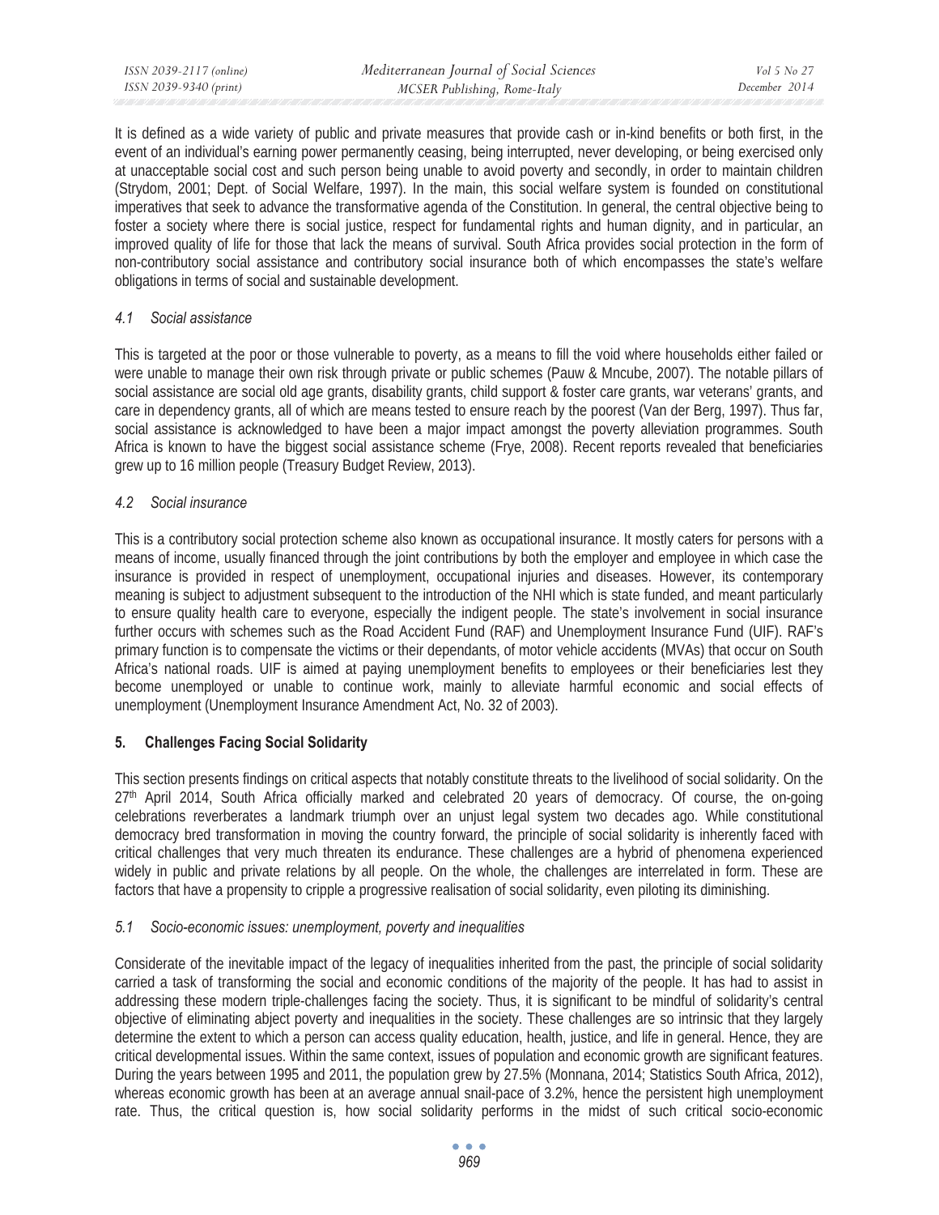It is defined as a wide variety of public and private measures that provide cash or in-kind benefits or both first, in the event of an individual's earning power permanently ceasing, being interrupted, never developing, or being exercised only at unacceptable social cost and such person being unable to avoid poverty and secondly, in order to maintain children (Strydom, 2001; Dept. of Social Welfare, 1997). In the main, this social welfare system is founded on constitutional imperatives that seek to advance the transformative agenda of the Constitution. In general, the central objective being to foster a society where there is social justice, respect for fundamental rights and human dignity, and in particular, an improved quality of life for those that lack the means of survival. South Africa provides social protection in the form of non-contributory social assistance and contributory social insurance both of which encompasses the state's welfare obligations in terms of social and sustainable development.

### *4.1 Social assistance*

This is targeted at the poor or those vulnerable to poverty, as a means to fill the void where households either failed or were unable to manage their own risk through private or public schemes (Pauw & Mncube, 2007). The notable pillars of social assistance are social old age grants, disability grants, child support & foster care grants, war veterans' grants, and care in dependency grants, all of which are means tested to ensure reach by the poorest (Van der Berg, 1997). Thus far, social assistance is acknowledged to have been a major impact amongst the poverty alleviation programmes. South Africa is known to have the biggest social assistance scheme (Frye, 2008). Recent reports revealed that beneficiaries grew up to 16 million people (Treasury Budget Review, 2013).

### *4.2 Social insurance*

This is a contributory social protection scheme also known as occupational insurance. It mostly caters for persons with a means of income, usually financed through the joint contributions by both the employer and employee in which case the insurance is provided in respect of unemployment, occupational injuries and diseases. However, its contemporary meaning is subject to adjustment subsequent to the introduction of the NHI which is state funded, and meant particularly to ensure quality health care to everyone, especially the indigent people. The state's involvement in social insurance further occurs with schemes such as the Road Accident Fund (RAF) and Unemployment Insurance Fund (UIF). RAF's primary function is to compensate the victims or their dependants, of motor vehicle accidents (MVAs) that occur on South Africa's national roads. UIF is aimed at paying unemployment benefits to employees or their beneficiaries lest they become unemployed or unable to continue work, mainly to alleviate harmful economic and social effects of unemployment (Unemployment Insurance Amendment Act, No. 32 of 2003).

## 5. Challenges Facing Social Solidarity

This section presents findings on critical aspects that notably constitute threats to the livelihood of social solidarity. On the 27th April 2014, South Africa officially marked and celebrated 20 years of democracy. Of course, the on-going celebrations reverberates a landmark triumph over an unjust legal system two decades ago. While constitutional democracy bred transformation in moving the country forward, the principle of social solidarity is inherently faced with critical challenges that very much threaten its endurance. These challenges are a hybrid of phenomena experienced widely in public and private relations by all people. On the whole, the challenges are interrelated in form. These are factors that have a propensity to cripple a progressive realisation of social solidarity, even piloting its diminishing.

### *5.1 Socio-economic issues: unemployment, poverty and inequalities*

Considerate of the inevitable impact of the legacy of inequalities inherited from the past, the principle of social solidarity carried a task of transforming the social and economic conditions of the majority of the people. It has had to assist in addressing these modern triple-challenges facing the society. Thus, it is significant to be mindful of solidarity's central objective of eliminating abject poverty and inequalities in the society. These challenges are so intrinsic that they largely determine the extent to which a person can access quality education, health, justice, and life in general. Hence, they are critical developmental issues. Within the same context, issues of population and economic growth are significant features. During the years between 1995 and 2011, the population grew by 27.5% (Monnana, 2014; Statistics South Africa, 2012), whereas economic growth has been at an average annual snail-pace of 3.2%, hence the persistent high unemployment rate. Thus, the critical question is, how social solidarity performs in the midst of such critical socio-economic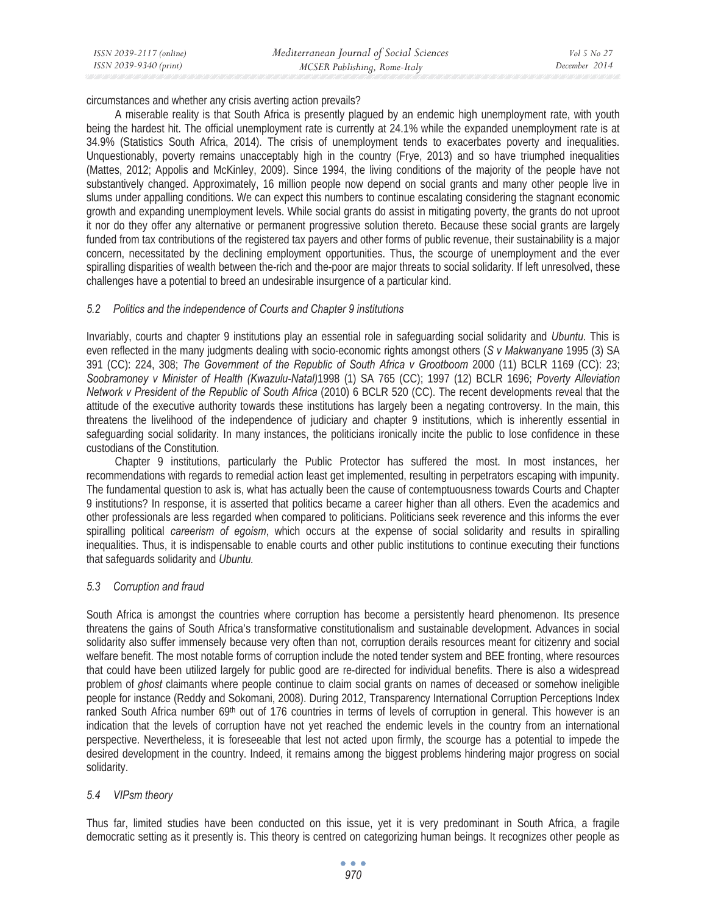circumstances and whether any crisis averting action prevails?

A miserable reality is that South Africa is presently plagued by an endemic high unemployment rate, with youth being the hardest hit. The official unemployment rate is currently at 24.1% while the expanded unemployment rate is at 34.9% (Statistics South Africa, 2014). The crisis of unemployment tends to exacerbates poverty and inequalities. Unquestionably, poverty remains unacceptably high in the country (Frye, 2013) and so have triumphed inequalities (Mattes, 2012; Appolis and McKinley, 2009). Since 1994, the living conditions of the majority of the people have not substantively changed. Approximately, 16 million people now depend on social grants and many other people live in slums under appalling conditions. We can expect this numbers to continue escalating considering the stagnant economic growth and expanding unemployment levels. While social grants do assist in mitigating poverty, the grants do not uproot it nor do they offer any alternative or permanent progressive solution thereto. Because these social grants are largely funded from tax contributions of the registered tax payers and other forms of public revenue, their sustainability is a major concern, necessitated by the declining employment opportunities. Thus, the scourge of unemployment and the ever spiralling disparities of wealth between the-rich and the-poor are major threats to social solidarity. If left unresolved, these challenges have a potential to breed an undesirable insurgence of a particular kind.

### *5.2 Politics and the independence of Courts and Chapter 9 institutions*

Invariably, courts and chapter 9 institutions play an essential role in safeguarding social solidarity and *Ubuntu*. This is even reflected in the many judgments dealing with socio-economic rights amongst others (*S v Makwanyane* 1995 (3) SA 391 (CC): 224, 308; *The Government of the Republic of South Africa v Grootboom* 2000 (11) BCLR 1169 (CC): 23; *Soobramoney v Minister of Health (Kwazulu-Natal)*1998 (1) SA 765 (CC); 1997 (12) BCLR 1696; *Poverty Alleviation Network v President of the Republic of South Africa* (2010) 6 BCLR 520 (CC). The recent developments reveal that the attitude of the executive authority towards these institutions has largely been a negating controversy. In the main, this threatens the livelihood of the independence of judiciary and chapter 9 institutions, which is inherently essential in safeguarding social solidarity. In many instances, the politicians ironically incite the public to lose confidence in these custodians of the Constitution.

Chapter 9 institutions, particularly the Public Protector has suffered the most. In most instances, her recommendations with regards to remedial action least get implemented, resulting in perpetrators escaping with impunity. The fundamental question to ask is, what has actually been the cause of contemptuousness towards Courts and Chapter 9 institutions? In response, it is asserted that politics became a career higher than all others. Even the academics and other professionals are less regarded when compared to politicians. Politicians seek reverence and this informs the ever spiralling political *careerism of egoism*, which occurs at the expense of social solidarity and results in spiralling inequalities. Thus, it is indispensable to enable courts and other public institutions to continue executing their functions that safeguards solidarity and *Ubuntu*.

### *5.3 Corruption and fraud*

South Africa is amongst the countries where corruption has become a persistently heard phenomenon. Its presence threatens the gains of South Africa's transformative constitutionalism and sustainable development. Advances in social solidarity also suffer immensely because very often than not, corruption derails resources meant for citizenry and social welfare benefit. The most notable forms of corruption include the noted tender system and BEE fronting, where resources that could have been utilized largely for public good are re-directed for individual benefits. There is also a widespread problem of *ghost* claimants where people continue to claim social grants on names of deceased or somehow ineligible people for instance (Reddy and Sokomani, 2008). During 2012, Transparency International Corruption Perceptions Index ranked South Africa number 69th out of 176 countries in terms of levels of corruption in general. This however is an indication that the levels of corruption have not yet reached the endemic levels in the country from an international perspective. Nevertheless, it is foreseeable that lest not acted upon firmly, the scourge has a potential to impede the desired development in the country. Indeed, it remains among the biggest problems hindering major progress on social solidarity.

### *5.4 VIPsm theory*

Thus far, limited studies have been conducted on this issue, yet it is very predominant in South Africa, a fragile democratic setting as it presently is. This theory is centred on categorizing human beings. It recognizes other people as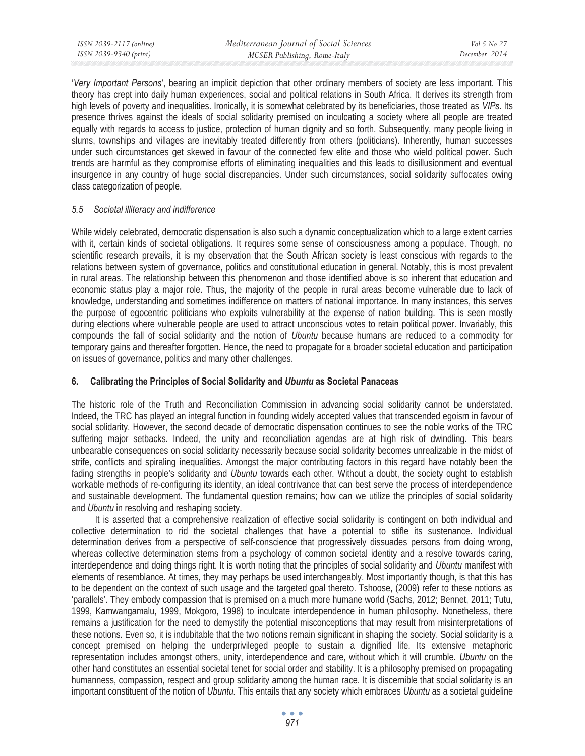'*Very Important Persons*', bearing an implicit depiction that other ordinary members of society are less important. This theory has crept into daily human experiences, social and political relations in South Africa. It derives its strength from high levels of poverty and inequalities. Ironically, it is somewhat celebrated by its beneficiaries, those treated as *VIPs*. Its presence thrives against the ideals of social solidarity premised on inculcating a society where all people are treated equally with regards to access to justice, protection of human dignity and so forth. Subsequently, many people living in slums, townships and villages are inevitably treated differently from others (politicians). Inherently, human successes under such circumstances get skewed in favour of the connected few elite and those who wield political power. Such trends are harmful as they compromise efforts of eliminating inequalities and this leads to disillusionment and eventual insurgence in any country of huge social discrepancies. Under such circumstances, social solidarity suffocates owing class categorization of people.

### *5.5 Societal illiteracy and indifference*

While widely celebrated, democratic dispensation is also such a dynamic conceptualization which to a large extent carries with it, certain kinds of societal obligations. It requires some sense of consciousness among a populace. Though, no scientific research prevails, it is my observation that the South African society is least conscious with regards to the relations between system of governance, politics and constitutional education in general. Notably, this is most prevalent in rural areas. The relationship between this phenomenon and those identified above is so inherent that education and economic status play a major role. Thus, the majority of the people in rural areas become vulnerable due to lack of knowledge, understanding and sometimes indifference on matters of national importance. In many instances, this serves the purpose of egocentric politicians who exploits vulnerability at the expense of nation building. This is seen mostly during elections where vulnerable people are used to attract unconscious votes to retain political power. Invariably, this compounds the fall of social solidarity and the notion of *Ubuntu* because humans are reduced to a commodity for temporary gains and thereafter forgotten. Hence, the need to propagate for a broader societal education and participation on issues of governance, politics and many other challenges.

## 6. Calibrating the Principles of Social Solidarity and *Ubuntu* as Societal Panaceas

The historic role of the Truth and Reconciliation Commission in advancing social solidarity cannot be understated. Indeed, the TRC has played an integral function in founding widely accepted values that transcended egoism in favour of social solidarity. However, the second decade of democratic dispensation continues to see the noble works of the TRC suffering major setbacks. Indeed, the unity and reconciliation agendas are at high risk of dwindling. This bears unbearable consequences on social solidarity necessarily because social solidarity becomes unrealizable in the midst of strife, conflicts and spiraling inequalities. Amongst the major contributing factors in this regard have notably been the fading strengths in people's solidarity and *Ubuntu* towards each other. Without a doubt, the society ought to establish workable methods of re-configuring its identity, an ideal contrivance that can best serve the process of interdependence and sustainable development. The fundamental question remains; how can we utilize the principles of social solidarity and *Ubuntu* in resolving and reshaping society.

It is asserted that a comprehensive realization of effective social solidarity is contingent on both individual and collective determination to rid the societal challenges that have a potential to stifle its sustenance. Individual determination derives from a perspective of self-conscience that progressively dissuades persons from doing wrong, whereas collective determination stems from a psychology of common societal identity and a resolve towards caring, interdependence and doing things right. It is worth noting that the principles of social solidarity and *Ubuntu* manifest with elements of resemblance. At times, they may perhaps be used interchangeably. Most importantly though, is that this has to be dependent on the context of such usage and the targeted goal thereto. Tshoose, (2009) refer to these notions as 'parallels'. They embody compassion that is premised on a much more humane world (Sachs, 2012; Bennet, 2011; Tutu, 1999, Kamwangamalu, 1999, Mokgoro, 1998) to inculcate interdependence in human philosophy. Nonetheless, there remains a justification for the need to demystify the potential misconceptions that may result from misinterpretations of these notions. Even so, it is indubitable that the two notions remain significant in shaping the society. Social solidarity is a concept premised on helping the underprivileged people to sustain a dignified life. Its extensive metaphoric representation includes amongst others, unity, interdependence and care, without which it will crumble. *Ubuntu* on the other hand constitutes an essential societal tenet for social order and stability. It is a philosophy premised on propagating humanness, compassion, respect and group solidarity among the human race. It is discernible that social solidarity is an important constituent of the notion of *Ubuntu.* This entails that any society which embraces *Ubuntu* as a societal guideline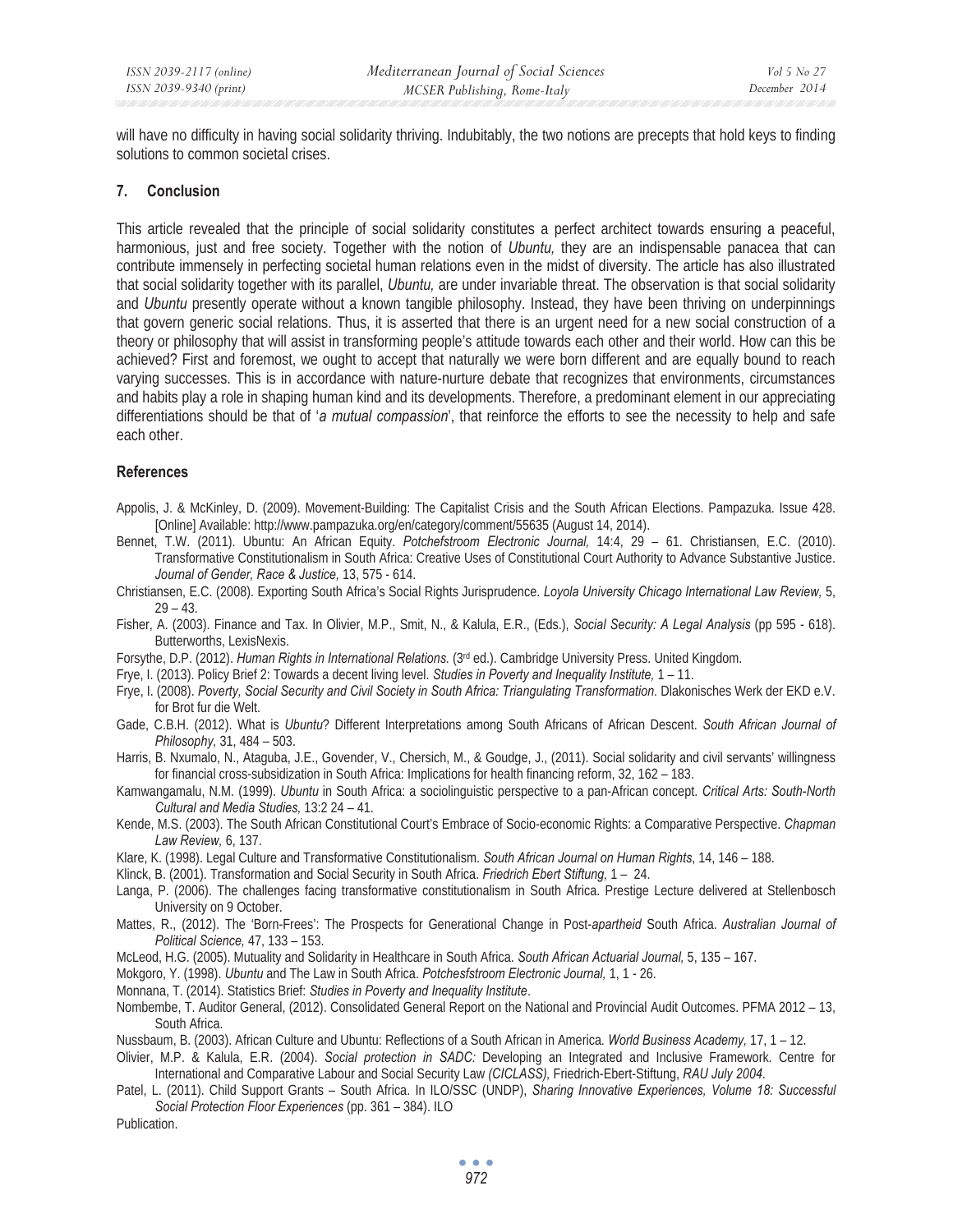will have no difficulty in having social solidarity thriving. Indubitably, the two notions are precepts that hold keys to finding solutions to common societal crises.

## 7. Conclusion

This article revealed that the principle of social solidarity constitutes a perfect architect towards ensuring a peaceful, harmonious, just and free society. Together with the notion of *Ubuntu,* they are an indispensable panacea that can contribute immensely in perfecting societal human relations even in the midst of diversity. The article has also illustrated that social solidarity together with its parallel, *Ubuntu,* are under invariable threat. The observation is that social solidarity and *Ubuntu* presently operate without a known tangible philosophy. Instead, they have been thriving on underpinnings that govern generic social relations. Thus, it is asserted that there is an urgent need for a new social construction of a theory or philosophy that will assist in transforming people's attitude towards each other and their world. How can this be achieved? First and foremost, we ought to accept that naturally we were born different and are equally bound to reach varying successes. This is in accordance with nature-nurture debate that recognizes that environments, circumstances and habits play a role in shaping human kind and its developments. Therefore, a predominant element in our appreciating differentiations should be that of '*a mutual compassion*', that reinforce the efforts to see the necessity to help and safe each other.

## References

Appolis, J. & McKinley, D. (2009). Movement-Building: The Capitalist Crisis and the South African Elections. Pampazuka. Issue 428. [Online] Available: http://www.pampazuka.org/en/category/comment/55635 (August 14, 2014).

Bennet, T.W. (2011). Ubuntu: An African Equity. *Potchefstroom Electronic Journal,* 14:4, 29 – 61. Christiansen, E.C. (2010). Transformative Constitutionalism in South Africa: Creative Uses of Constitutional Court Authority to Advance Substantive Justice. *Journal of Gender, Race & Justice,* 13, 575 - 614.

Christiansen, E.C. (2008). Exporting South Africa's Social Rights Jurisprudence. *Loyola University Chicago International Law Review,* 5, 29 – 43.

Fisher, A. (2003). Finance and Tax. In Olivier, M.P., Smit, N., & Kalula, E.R., (Eds.), *Social Security: A Legal Analysis* (pp 595 - 618). Butterworths, LexisNexis.

Forsythe, D.P. (2012). *Human Rights in International Relations.* (3rd ed.). Cambridge University Press. United Kingdom.

Frye, I. (2013). Policy Brief 2: Towards a decent living level. *Studies in Poverty and Inequality Institute,* 1 – 11.

Frye, I. (2008). *Poverty, Social Security and Civil Society in South Africa: Triangulating Transformation.* Dlakonisches Werk der EKD e.V. for Brot fur die Welt.

Gade, C.B.H. (2012). What is *Ubuntu*? Different Interpretations among South Africans of African Descent. *South African Journal of Philosophy*, 31, 484 – 503.

Harris, B. Nxumalo, N., Ataguba, J.E., Govender, V., Chersich, M., & Goudge, J., (2011). Social solidarity and civil servants' willingness for financial cross-subsidization in South Africa: Implications for health financing reform, 32, 162 – 183.

Kamwangamalu, N.M. (1999). *Ubuntu* in South Africa: a sociolinguistic perspective to a pan-African concept. *Critical Arts: South-North Cultural and Media Studies,* 13:2 24 – 41.

Kende, M.S. (2003). The South African Constitutional Court's Embrace of Socio-economic Rights: a Comparative Perspective. *Chapman Law Review,* 6, 137.

Klare, K. (1998). Legal Culture and Transformative Constitutionalism. *South African Journal on Human Rights*, 14, 146 – 188.

Klinck, B. (2001). Transformation and Social Security in South Africa. *Friedrich Ebert Stiftung,* 1 – 24.

Langa, P. (2006). The challenges facing transformative constitutionalism in South Africa. Prestige Lecture delivered at Stellenbosch University on 9 October.

Mattes, R., (2012). The 'Born-Frees': The Prospects for Generational Change in Post-*apartheid* South Africa. *Australian Journal of Political Science,* 47, 133 – 153.

McLeod, H.G. (2005). Mutuality and Solidarity in Healthcare in South Africa. *South African Actuarial Journal,* 5, 135 – 167.

Mokgoro, Y. (1998). *Ubuntu* and The Law in South Africa. *Potchesfstroom Electronic Journal,* 1, 1 - 26.

Monnana, T. (2014). Statistics Brief: *Studies in Poverty and Inequality Institute*.

Nombembe, T. Auditor General, (2012). Consolidated General Report on the National and Provincial Audit Outcomes. PFMA 2012 – 13, South Africa.

Nussbaum, B. (2003). African Culture and Ubuntu: Reflections of a South African in America*. World Business Academy,* 17, 1 – 12.

Olivier, M.P. & Kalula, E.R. (2004). *Social protection in SADC:* Developing an Integrated and Inclusive Framework. Centre for International and Comparative Labour and Social Security Law *(CICLASS),* Friedrich-Ebert-Stiftung, *RAU July 2004.*

Patel, L. (2011). Child Support Grants – South Africa. In ILO/SSC (UNDP), *Sharing Innovative Experiences, Volume 18: Successful Social Protection Floor Experiences* (pp. 361 – 384). ILO Publication.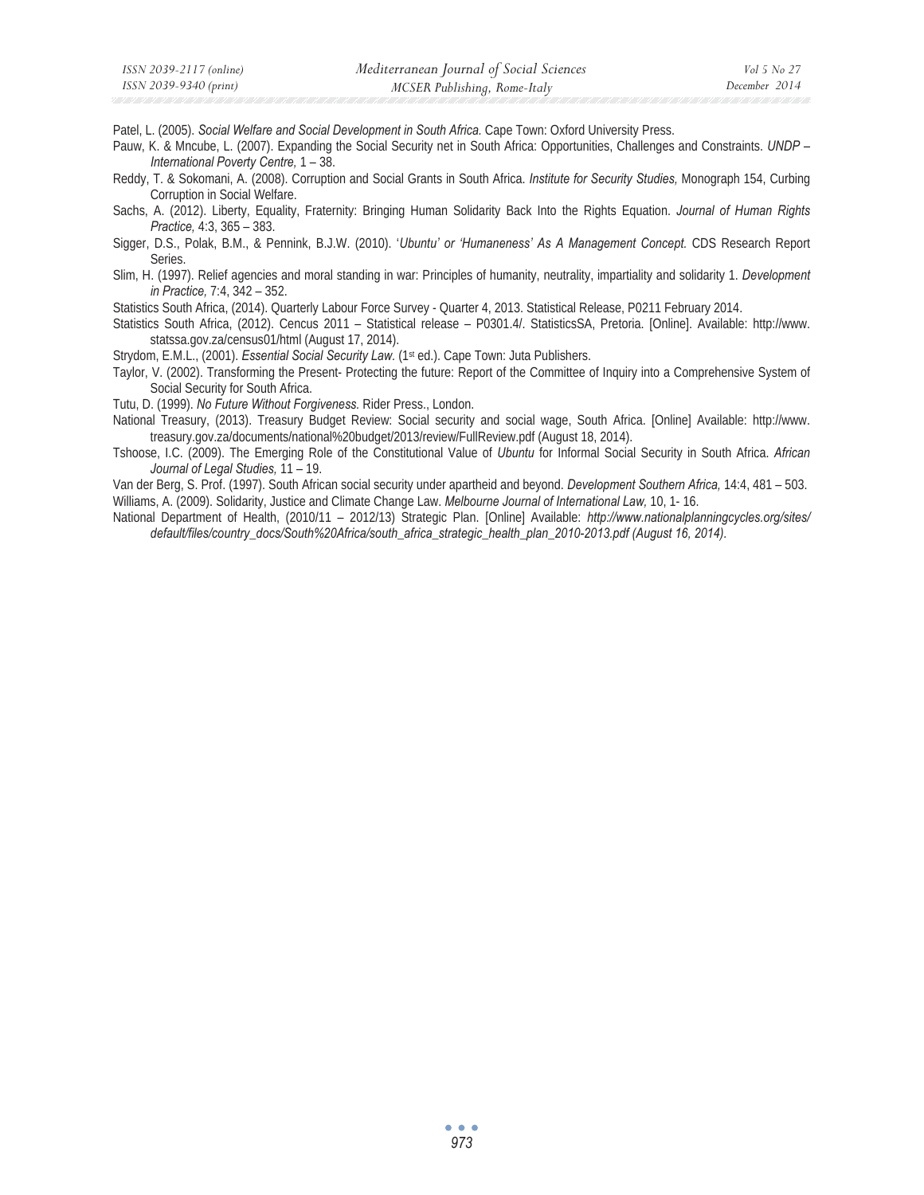Patel, L. (2005). *Social Welfare and Social Development in South Africa.* Cape Town: Oxford University Press.

Pauw, K. & Mncube, L. (2007). Expanding the Social Security net in South Africa: Opportunities, Challenges and Constraints. *UNDP – International Poverty Centre,* 1 – 38.

Reddy, T. & Sokomani, A. (2008). Corruption and Social Grants in South Africa. *Institute for Security Studies,* Monograph 154, Curbing Corruption in Social Welfare.

Sachs, A. (2012). Liberty, Equality, Fraternity: Bringing Human Solidarity Back Into the Rights Equation. *Journal of Human Rights Practice,* 4:3, 365 – 383.

Sigger, D.S., Polak, B.M., & Pennink, B.J.W. (2010). '*Ubuntu' or 'Humaneness' As A Management Concept.* CDS Research Report Series.

Slim, H. (1997). Relief agencies and moral standing in war: Principles of humanity, neutrality, impartiality and solidarity 1. *Development in Practice,* 7:4, 342 – 352.

Statistics South Africa, (2014). Quarterly Labour Force Survey - Quarter 4, 2013. Statistical Release, P0211 February 2014.

Statistics South Africa, (2012). Cencus 2011 – Statistical release – P0301.4/. StatisticsSA, Pretoria. [Online]. Available: http://www.statssa.gov.za/census01/html (August 17, 2014).

Strydom, E.M.L., (2001). *Essential Social Security Law.* (1st ed.). Cape Town: Juta Publishers.

Taylor, V. (2002). Transforming the Present- Protecting the future: Report of the Committee of Inquiry into a Comprehensive System of Social Security for South Africa.

Tutu, D. (1999). *No Future Without Forgiveness.* Rider Press., London.

National Treasury, (2013). Treasury Budget Review: Social security and social wage, South Africa. [Online] Available: http://www.treasury.gov.za/documents/national%20budget/2013/review/FullReview.pdf (August 18, 2014).

Tshoose, I.C. (2009). The Emerging Role of the Constitutional Value of *Ubuntu* for Informal Social Security in South Africa. *African Journal of Legal Studies,* 11 – 19.

Van der Berg, S. Prof. (1997). South African social security under apartheid and beyond. *Development Southern Africa,* 14:4, 481 – 503.

Williams, A. (2009). Solidarity, Justice and Climate Change Law. *Melbourne Journal of International Law,* 10, 1- 16.

National Department of Health, (2010/11 – 2012/13) Strategic Plan. [Online] Available: *http://www.nationalplanningcycles.org/sites/default/files/country_docs/South%20Africa/south_africa_strategic_health_plan_2010-2013.pdf (August 16, 2014).*